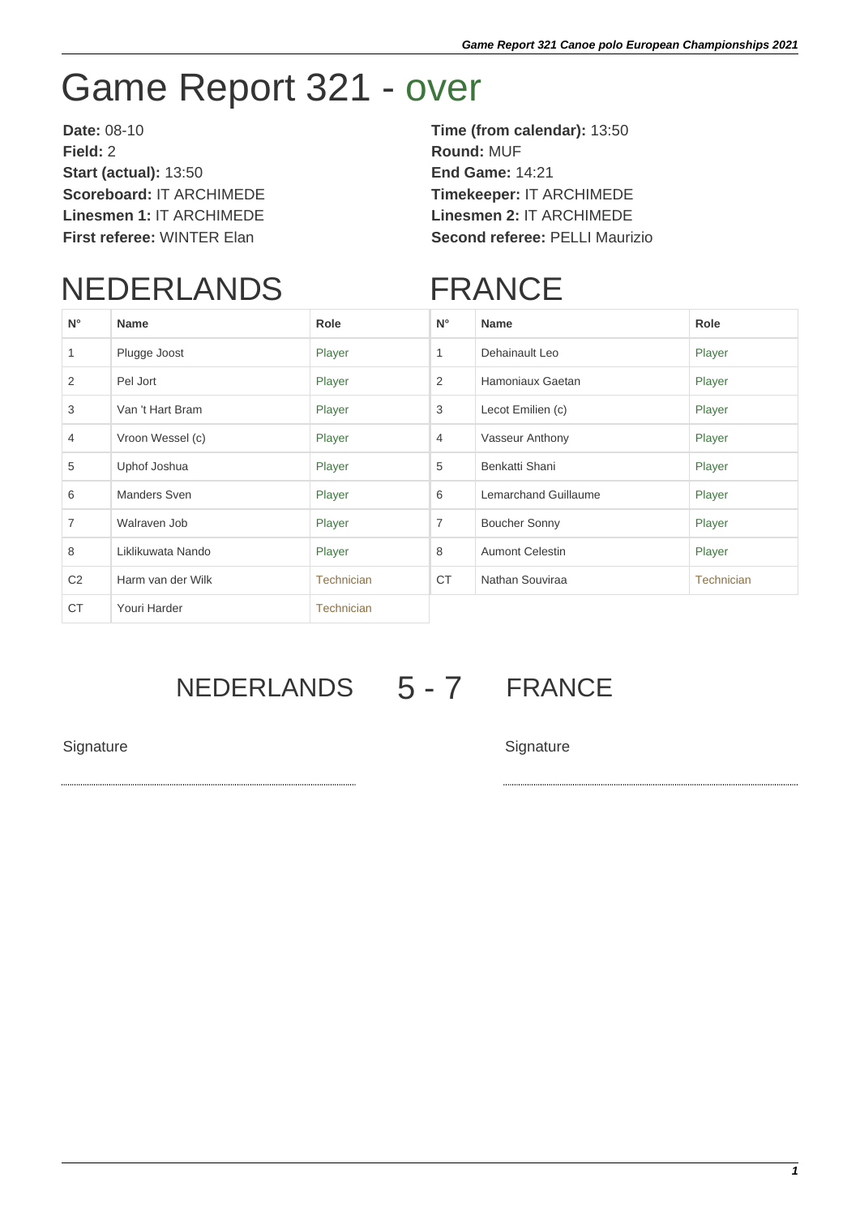# Game Report 321 - over

**Date:** 08-10
**Field:** 2
**Start (actual):** 13:50
**Scoreboard:** IT ARCHIMEDE
**Linesmen 1:** IT ARCHIMEDE
**First referee:** WINTER Elan

**Time (from calendar):** 13:50
**Round:** MUF
**End Game:** 14:21
**Timekeeper:** IT ARCHIMEDE
**Linesmen 2:** IT ARCHIMEDE
**Second referee:** PELLI Maurizio

## NEDERLANDS

| N° | Name | Role |
|---|---|---|
| 1 | Plugge Joost | Player |
| 2 | Pel Jort | Player |
| 3 | Van 't Hart Bram | Player |
| 4 | Vroon Wessel (c) | Player |
| 5 | Uphof Joshua | Player |
| 6 | Manders Sven | Player |
| 7 | Walraven Job | Player |
| 8 | Liklikuwata Nando | Player |
| C2 | Harm van der Wilk | Technician |
| CT | Youri Harder | Technician |

## FRANCE

| N° | Name | Role |
|---|---|---|
| 1 | Dehainault Leo | Player |
| 2 | Hamoniaux Gaetan | Player |
| 3 | Lecot Emilien (c) | Player |
| 4 | Vasseur Anthony | Player |
| 5 | Benkatti Shani | Player |
| 6 | Lemarchand Guillaume | Player |
| 7 | Boucher Sonny | Player |
| 8 | Aumont Celestin | Player |
| CT | Nathan Souviraa | Technician |

## NEDERLANDS 5 - 7 FRANCE

Signature

Signature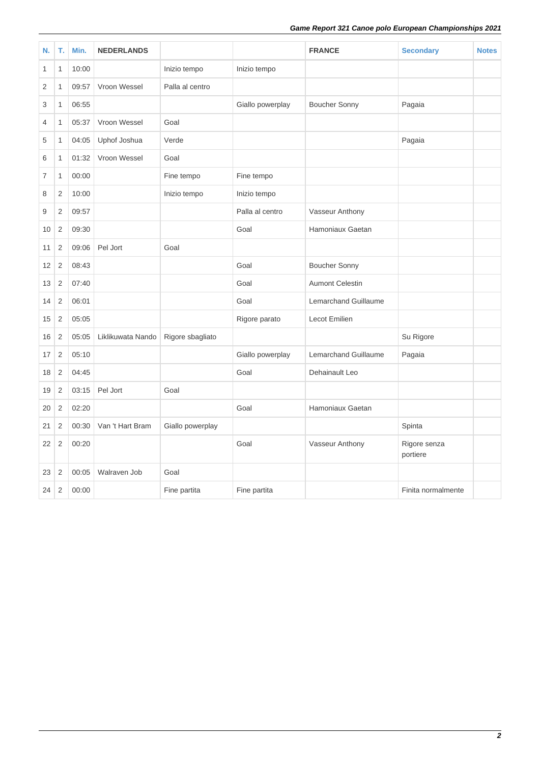| N. | T. | Min. | NEDERLANDS | | | FRANCE | Secondary | Notes |
|---|---|---|---|---|---|---|---|---|
| 1 | 1 | 10:00 | | Inizio tempo | Inizio tempo | | | |
| 2 | 1 | 09:57 | Vroon Wessel | Palla al centro | | | | |
| 3 | 1 | 06:55 | | | Giallo powerplay | Boucher Sonny | Pagaia | |
| 4 | 1 | 05:37 | Vroon Wessel | Goal | | | | |
| 5 | 1 | 04:05 | Uphof Joshua | Verde | | | Pagaia | |
| 6 | 1 | 01:32 | Vroon Wessel | Goal | | | | |
| 7 | 1 | 00:00 | | Fine tempo | Fine tempo | | | |
| 8 | 2 | 10:00 | | Inizio tempo | Inizio tempo | | | |
| 9 | 2 | 09:57 | | | Palla al centro | Vasseur Anthony | | |
| 10 | 2 | 09:30 | | | Goal | Hamoniaux Gaetan | | |
| 11 | 2 | 09:06 | Pel Jort | Goal | | | | |
| 12 | 2 | 08:43 | | | Goal | Boucher Sonny | | |
| 13 | 2 | 07:40 | | | Goal | Aumont Celestin | | |
| 14 | 2 | 06:01 | | | Goal | Lemarchand Guillaume | | |
| 15 | 2 | 05:05 | | | Rigore parato | Lecot Emilien | | |
| 16 | 2 | 05:05 | Liklikuwata Nando | Rigore sbagliato | | | Su Rigore | |
| 17 | 2 | 05:10 | | | Giallo powerplay | Lemarchand Guillaume | Pagaia | |
| 18 | 2 | 04:45 | | | Goal | Dehainault Leo | | |
| 19 | 2 | 03:15 | Pel Jort | Goal | | | | |
| 20 | 2 | 02:20 | | | Goal | Hamoniaux Gaetan | | |
| 21 | 2 | 00:30 | Van 't Hart Bram | Giallo powerplay | | | Spinta | |
| 22 | 2 | 00:20 | | | Goal | Vasseur Anthony | Rigore senza portiere | |
| 23 | 2 | 00:05 | Walraven Job | Goal | | | | |
| 24 | 2 | 00:00 | | Fine partita | Fine partita | | Finita normalmente | |